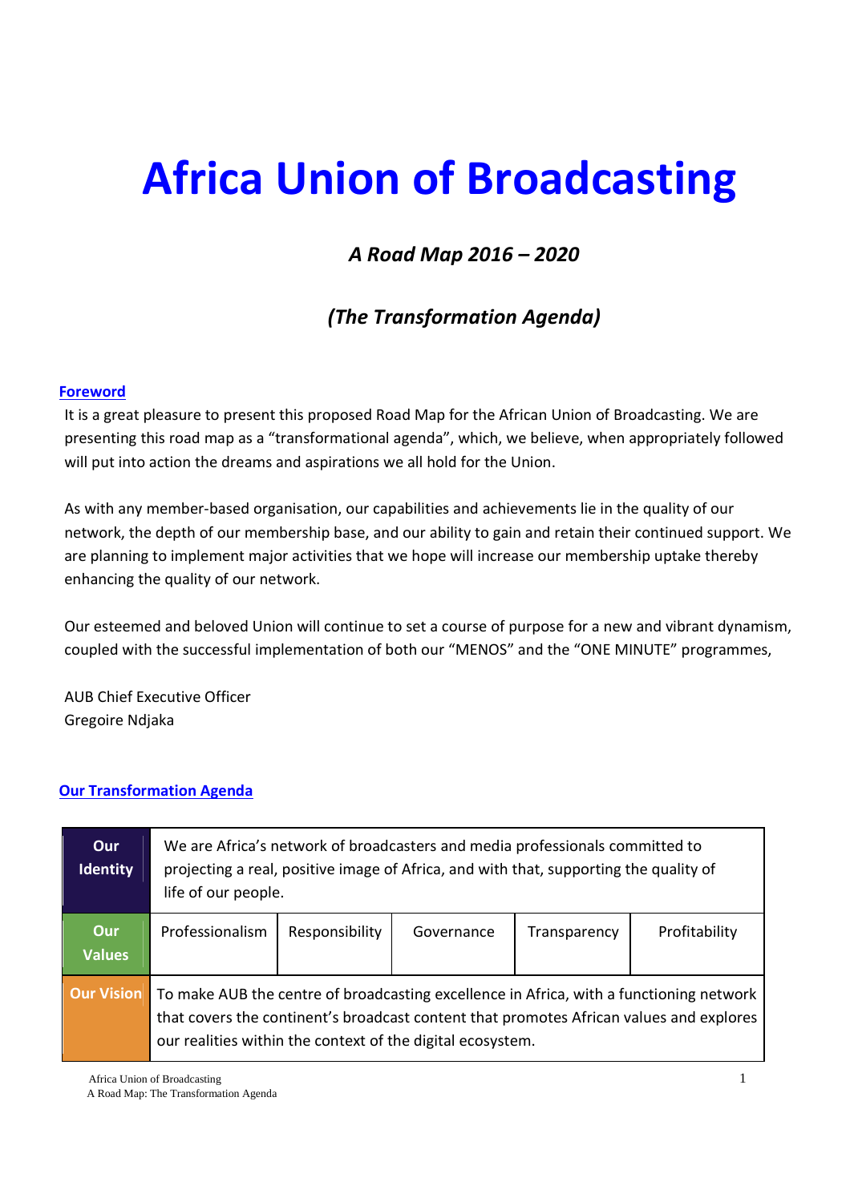# Africa Union of Broadcasting

### *A Road Map 2016 – 2020*

### *(The Transformation Agenda)*

**Foreword**

It is a great pleasure to present this proposed Road Map for the African Union of Broadcasting. We are presenting this road map as a "transformational agenda", which, we believe, when appropriately followed will put into action the dreams and aspirations we all hold for the Union.

As with any member-based organisation, our capabilities and achievements lie in the quality of our network, the depth of our membership base, and our ability to gain and retain their continued support. We are planning to implement major activities that we hope will increase our membership uptake thereby enhancing the quality of our network.

Our esteemed and beloved Union will continue to set a course of purpose for a new and vibrant dynamism, coupled with the successful implementation of both our "MENOS" and the "ONE MINUTE" programmes,

AUB Chief Executive Officer
Gregoire Ndjaka

**Our Transformation Agenda**

| | | | | | |
|---|---|---|---|---|---|
| **Our Identity** | We are Africa's network of broadcasters and media professionals committed to projecting a real, positive image of Africa, and with that, supporting the quality of life of our people. | | | | |
| **Our Values** | Professionalism | Responsibility | Governance | Transparency | Profitability |
| **Our Vision** | To make AUB the centre of broadcasting excellence in Africa, with a functioning network that covers the continent's broadcast content that promotes African values and explores our realities within the context of the digital ecosystem. | | | | |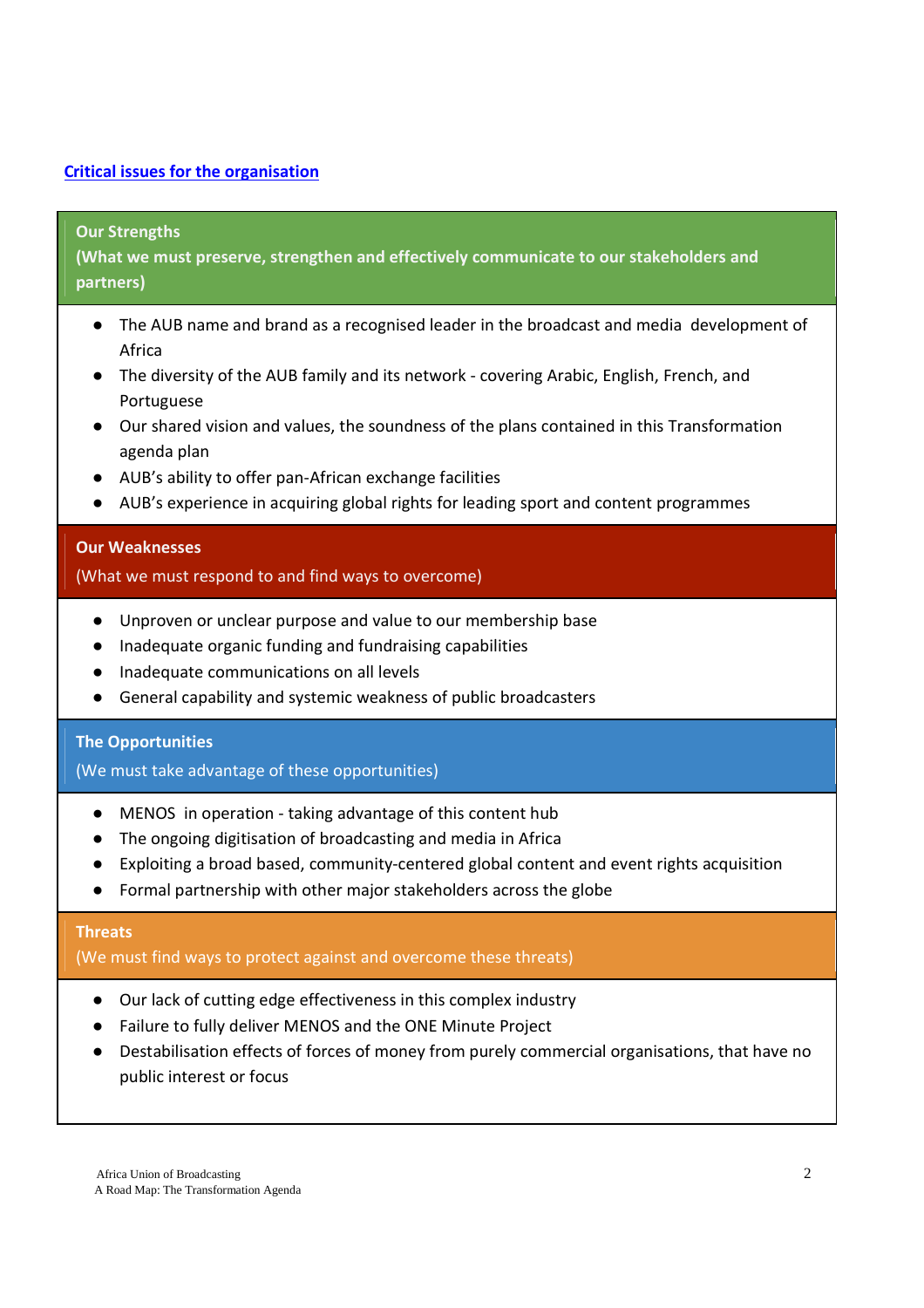## Critical issues for the organisation

**Our Strengths**
**(What we must preserve, strengthen and effectively communicate to our stakeholders and partners)**

- The AUB name and brand as a recognised leader in the broadcast and media development of Africa
- The diversity of the AUB family and its network - covering Arabic, English, French, and Portuguese
- Our shared vision and values, the soundness of the plans contained in this Transformation agenda plan
- AUB's ability to offer pan-African exchange facilities
- AUB's experience in acquiring global rights for leading sport and content programmes

**Our Weaknesses**
(What we must respond to and find ways to overcome)

- Unproven or unclear purpose and value to our membership base
- Inadequate organic funding and fundraising capabilities
- Inadequate communications on all levels
- General capability and systemic weakness of public broadcasters

**The Opportunities**
(We must take advantage of these opportunities)

- MENOS in operation - taking advantage of this content hub
- The ongoing digitisation of broadcasting and media in Africa
- Exploiting a broad based, community-centered global content and event rights acquisition
- Formal partnership with other major stakeholders across the globe

**Threats**
(We must find ways to protect against and overcome these threats)

- Our lack of cutting edge effectiveness in this complex industry
- Failure to fully deliver MENOS and the ONE Minute Project
- Destabilisation effects of forces of money from purely commercial organisations, that have no public interest or focus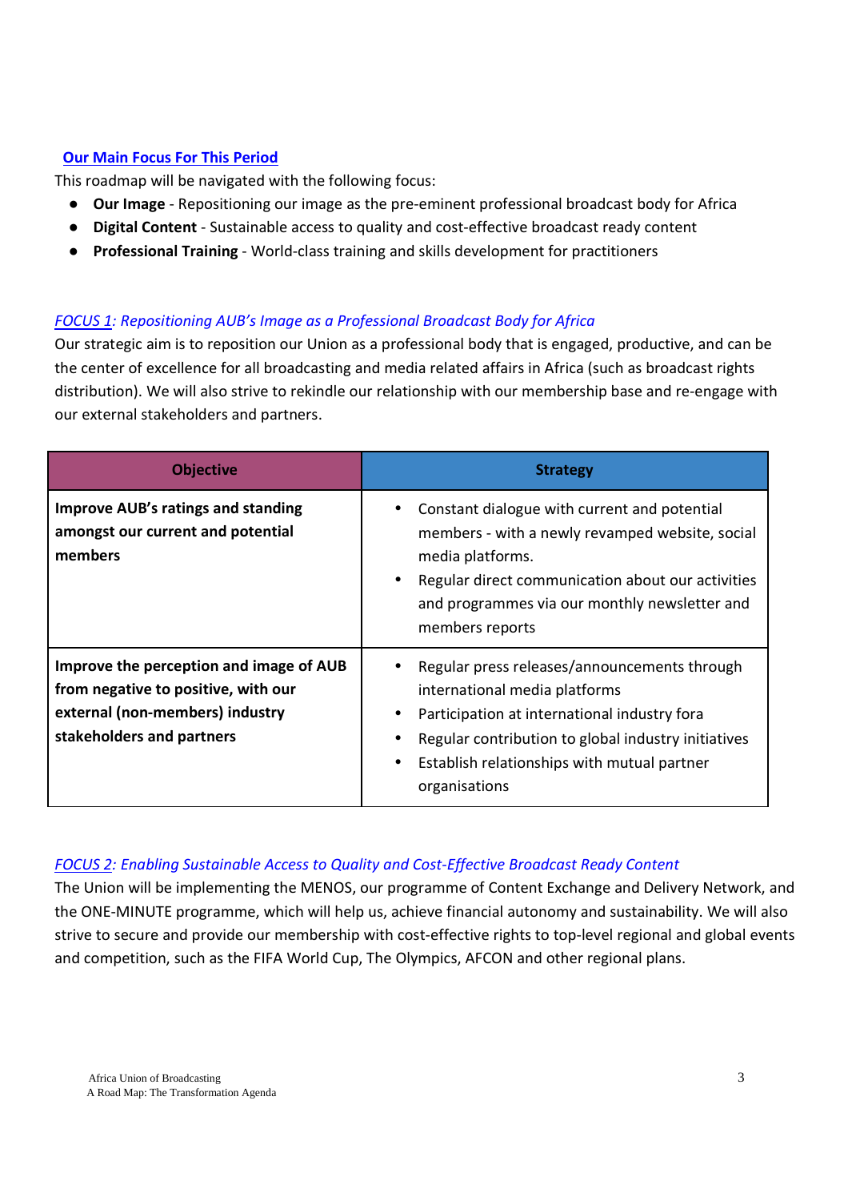## Our Main Focus For This Period

This roadmap will be navigated with the following focus:

- **Our Image** - Repositioning our image as the pre-eminent professional broadcast body for Africa
- **Digital Content** - Sustainable access to quality and cost-effective broadcast ready content
- **Professional Training** - World-class training and skills development for practitioners

### *FOCUS 1: Repositioning AUB's Image as a Professional Broadcast Body for Africa*

Our strategic aim is to reposition our Union as a professional body that is engaged, productive, and can be the center of excellence for all broadcasting and media related affairs in Africa (such as broadcast rights distribution). We will also strive to rekindle our relationship with our membership base and re-engage with our external stakeholders and partners.

| Objective | Strategy |
|---|---|
| **Improve AUB's ratings and standing amongst our current and potential members** | • Constant dialogue with current and potential members - with a newly revamped website, social media platforms.<br>• Regular direct communication about our activities and programmes via our monthly newsletter and members reports |
| **Improve the perception and image of AUB from negative to positive, with our external (non-members) industry stakeholders and partners** | • Regular press releases/announcements through international media platforms<br>• Participation at international industry fora<br>• Regular contribution to global industry initiatives<br>• Establish relationships with mutual partner organisations |

### *FOCUS 2: Enabling Sustainable Access to Quality and Cost-Effective Broadcast Ready Content*

The Union will be implementing the MENOS, our programme of Content Exchange and Delivery Network, and the ONE-MINUTE programme, which will help us, achieve financial autonomy and sustainability. We will also strive to secure and provide our membership with cost-effective rights to top-level regional and global events and competition, such as the FIFA World Cup, The Olympics, AFCON and other regional plans.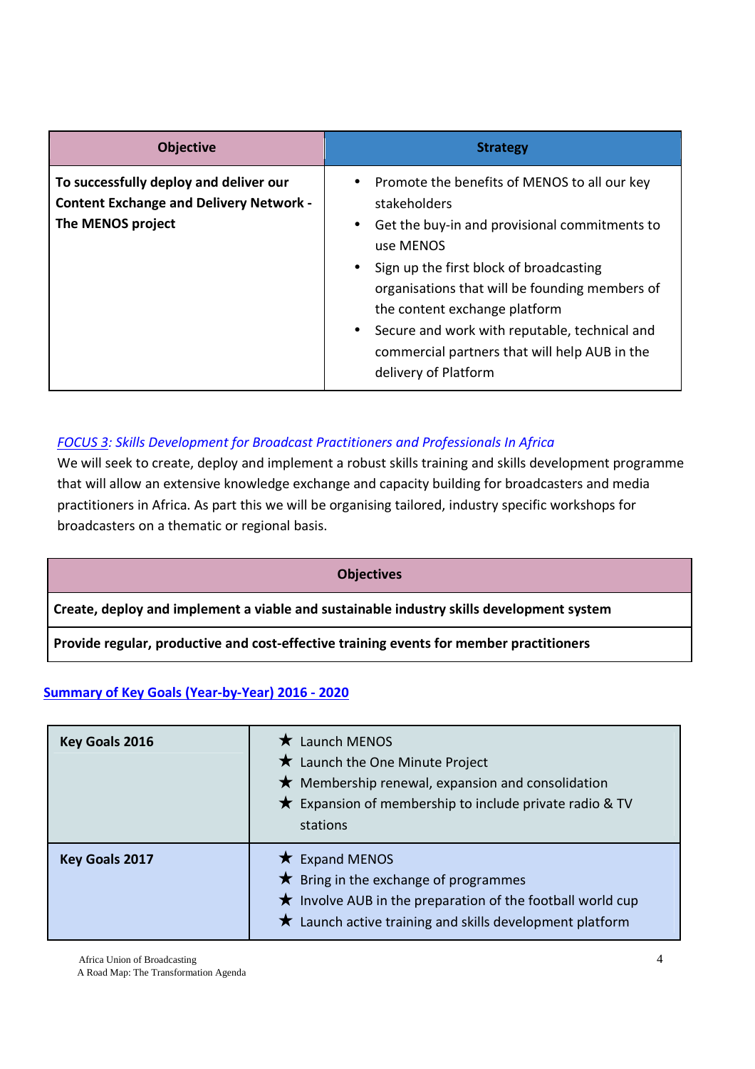| Objective | Strategy |
|---|---|
| **To successfully deploy and deliver our Content Exchange and Delivery Network - The MENOS project** | • Promote the benefits of MENOS to all our key stakeholders<br>• Get the buy-in and provisional commitments to use MENOS<br>• Sign up the first block of broadcasting organisations that will be founding members of the content exchange platform<br>• Secure and work with reputable, technical and commercial partners that will help AUB in the delivery of Platform |

*FOCUS 3: Skills Development for Broadcast Practitioners and Professionals In Africa*

We will seek to create, deploy and implement a robust skills training and skills development programme that will allow an extensive knowledge exchange and capacity building for broadcasters and media practitioners in Africa. As part this we will be organising tailored, industry specific workshops for broadcasters on a thematic or regional basis.

| Objectives |
|---|
| **Create, deploy and implement a viable and sustainable industry skills development system** |
| **Provide regular, productive and cost-effective training events for member practitioners** |

**Summary of Key Goals (Year-by-Year) 2016 - 2020**

| | |
|---|---|
| **Key Goals 2016** | ★ Launch MENOS<br>★ Launch the One Minute Project<br>★ Membership renewal, expansion and consolidation<br>★ Expansion of membership to include private radio & TV stations |
| **Key Goals 2017** | ★ Expand MENOS<br>★ Bring in the exchange of programmes<br>★ Involve AUB in the preparation of the football world cup<br>★ Launch active training and skills development platform |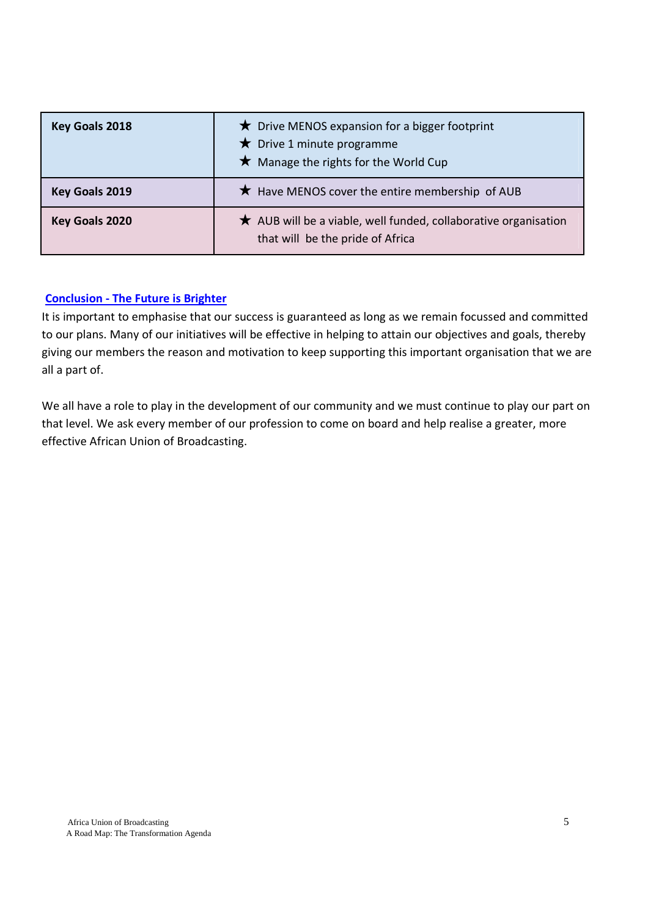| | |
|---|---|
| **Key Goals 2018** | ★ Drive MENOS expansion for a bigger footprint<br>★ Drive 1 minute programme<br>★ Manage the rights for the World Cup |
| **Key Goals 2019** | ★ Have MENOS cover the entire membership of AUB |
| **Key Goals 2020** | ★ AUB will be a viable, well funded, collaborative organisation that will be the pride of Africa |

## Conclusion - The Future is Brighter

It is important to emphasise that our success is guaranteed as long as we remain focussed and committed to our plans. Many of our initiatives will be effective in helping to attain our objectives and goals, thereby giving our members the reason and motivation to keep supporting this important organisation that we are all a part of.

We all have a role to play in the development of our community and we must continue to play our part on that level. We ask every member of our profession to come on board and help realise a greater, more effective African Union of Broadcasting.